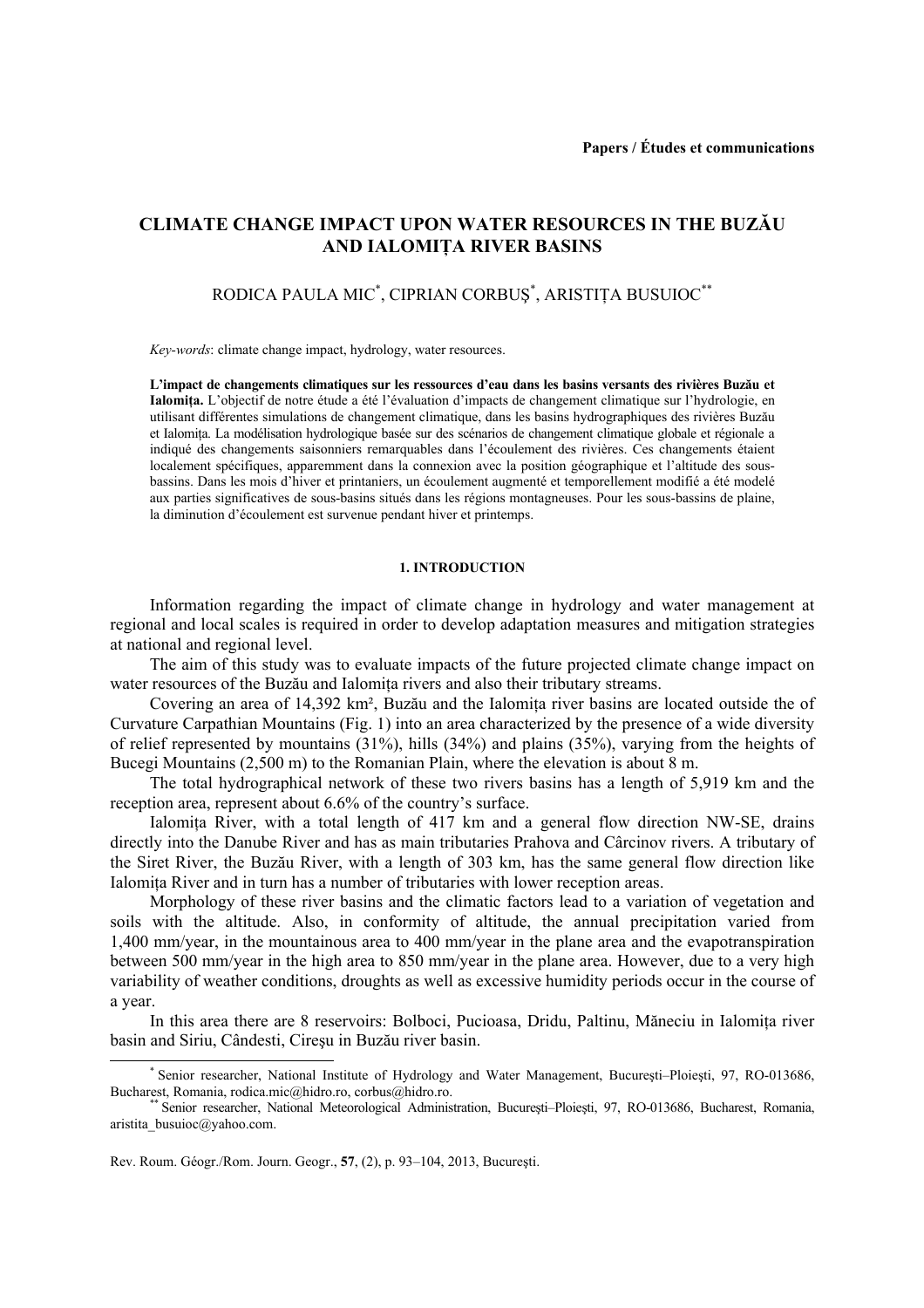Papers / Études et communications

# CLIMATE CHANGE IMPACT UPON WATER RESOURCES IN THE BUZĂU AND IALOMIȚA RIVER BASINS

RODICA PAULA MIC[*], CIPRIAN CORBUȘ[*], ARISTIȚA BUSUIOC[**]

*Key-words*: climate change impact, hydrology, water resources.

**L'impact de changements climatiques sur les ressources d'eau dans les basins versants des rivières Buzău et Ialomița.** L'objectif de notre étude a été l'évaluation d'impacts de changement climatique sur l'hydrologie, en utilisant différentes simulations de changement climatique, dans les basins hydrographiques des rivières Buzău et Ialomița. La modélisation hydrologique basée sur des scénarios de changement climatique globale et régionale a indiqué des changements saisonniers remarquables dans l'écoulement des rivières. Ces changements étaient localement spécifiques, apparemment dans la connexion avec la position géographique et l'altitude des sous-bassins. Dans les mois d'hiver et printaniers, un écoulement augmenté et temporellement modifié a été modelé aux parties significatives de sous-basins situés dans les régions montagneuses. Pour les sous-bassins de plaine, la diminution d'écoulement est survenue pendant hiver et printemps.

## 1. INTRODUCTION

Information regarding the impact of climate change in hydrology and water management at regional and local scales is required in order to develop adaptation measures and mitigation strategies at national and regional level.

The aim of this study was to evaluate impacts of the future projected climate change impact on water resources of the Buzău and Ialomița rivers and also their tributary streams.

Covering an area of 14,392 km², Buzău and the Ialomița river basins are located outside the of Curvature Carpathian Mountains (Fig. 1) into an area characterized by the presence of a wide diversity of relief represented by mountains (31%), hills (34%) and plains (35%), varying from the heights of Bucegi Mountains (2,500 m) to the Romanian Plain, where the elevation is about 8 m.

The total hydrographical network of these two rivers basins has a length of 5,919 km and the reception area, represent about 6.6% of the country's surface.

Ialomița River, with a total length of 417 km and a general flow direction NW-SE, drains directly into the Danube River and has as main tributaries Prahova and Cârcinov rivers. A tributary of the Siret River, the Buzău River, with a length of 303 km, has the same general flow direction like Ialomița River and in turn has a number of tributaries with lower reception areas.

Morphology of these river basins and the climatic factors lead to a variation of vegetation and soils with the altitude. Also, in conformity of altitude, the annual precipitation varied from 1,400 mm/year, in the mountainous area to 400 mm/year in the plane area and the evapotranspiration between 500 mm/year in the high area to 850 mm/year in the plane area. However, due to a very high variability of weather conditions, droughts as well as excessive humidity periods occur in the course of a year.

In this area there are 8 reservoirs: Bolboci, Pucioasa, Dridu, Paltinu, Măneciu in Ialomița river basin and Siriu, Cândesti, Cireşu in Buzău river basin.

---

[*] Senior researcher, National Institute of Hydrology and Water Management, Bucureşti–Ploieşti, 97, RO-013686, Bucharest, Romania, rodica.mic@hidro.ro, corbus@hidro.ro.

[**] Senior researcher, National Meteorological Administration, Bucureşti–Ploieşti, 97, RO-013686, Bucharest, Romania, aristita_busuioc@yahoo.com.

Rev. Roum. Géogr./Rom. Journ. Geogr., 57, (2), p. 93–104, 2013, Bucureşti.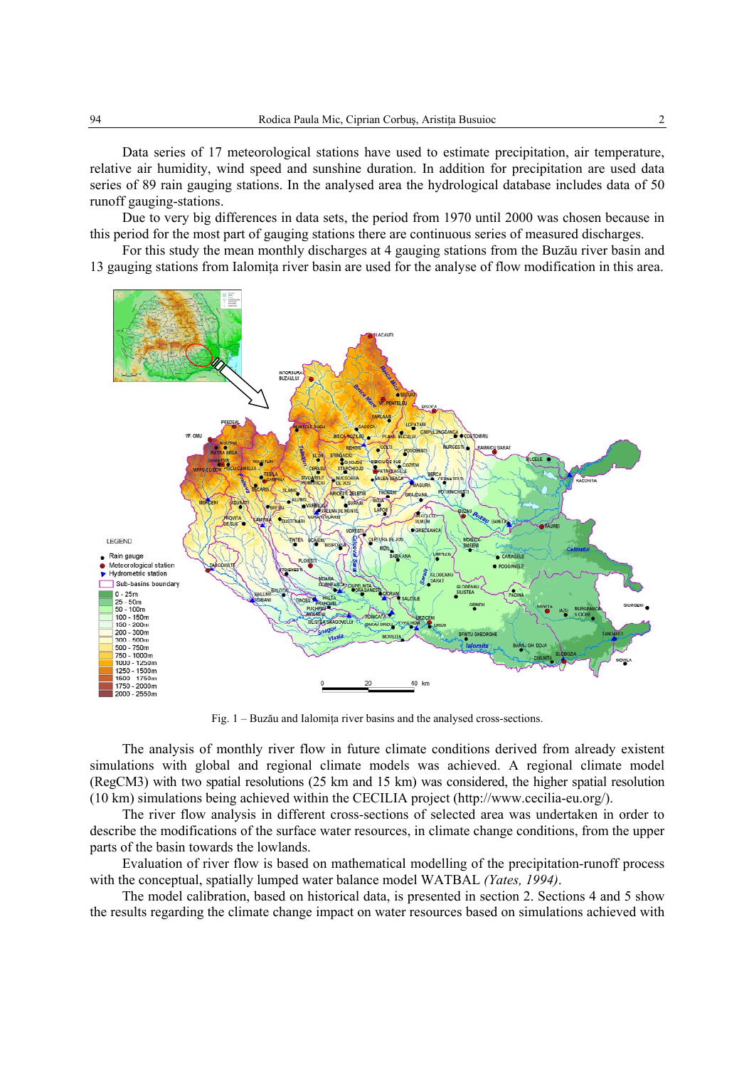Data series of 17 meteorological stations have used to estimate precipitation, air temperature, relative air humidity, wind speed and sunshine duration. In addition for precipitation are used data series of 89 rain gauging stations. In the analysed area the hydrological database includes data of 50 runoff gauging-stations.

Due to very big differences in data sets, the period from 1970 until 2000 was chosen because in this period for the most part of gauging stations there are continuous series of measured discharges.

For this study the mean monthly discharges at 4 gauging stations from the Buzău river basin and 13 gauging stations from Ialomița river basin are used for the analyse of flow modification in this area.

Fig. 1 – Buzău and Ialomița river basins and the analysed cross-sections.

The analysis of monthly river flow in future climate conditions derived from already existent simulations with global and regional climate models was achieved. A regional climate model (RegCM3) with two spatial resolutions (25 km and 15 km) was considered, the higher spatial resolution (10 km) simulations being achieved within the CECILIA project (http://www.cecilia-eu.org/).

The river flow analysis in different cross-sections of selected area was undertaken in order to describe the modifications of the surface water resources, in climate change conditions, from the upper parts of the basin towards the lowlands.

Evaluation of river flow is based on mathematical modelling of the precipitation-runoff process with the conceptual, spatially lumped water balance model WATBAL *(Yates, 1994)*.

The model calibration, based on historical data, is presented in section 2. Sections 4 and 5 show the results regarding the climate change impact on water resources based on simulations achieved with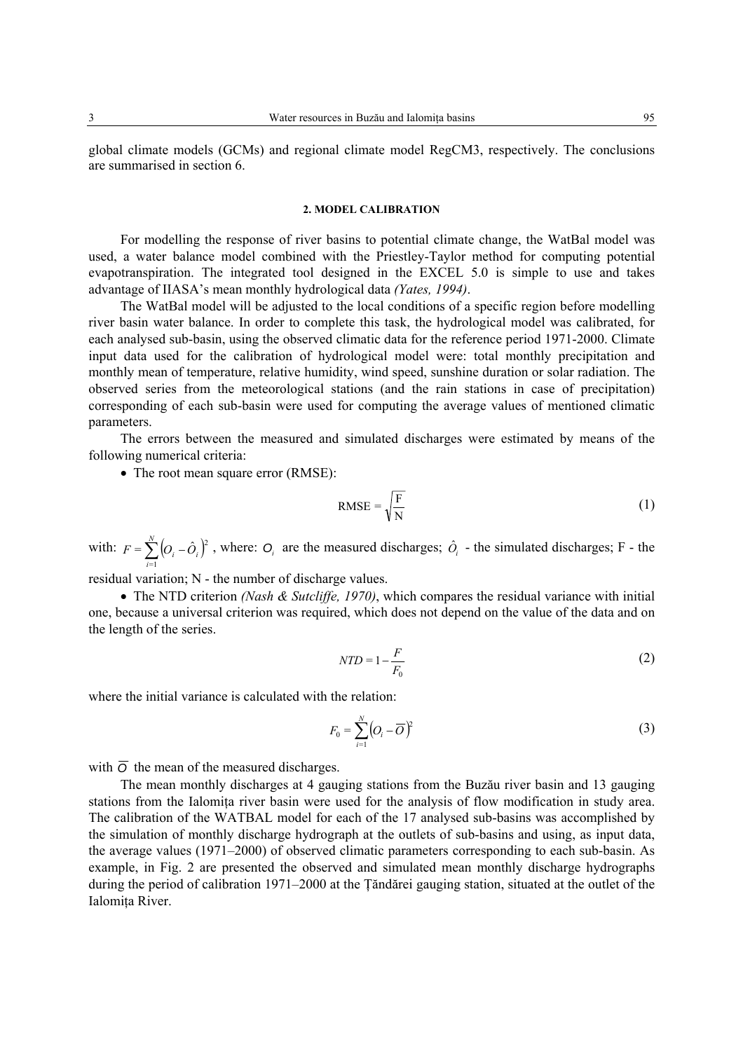global climate models (GCMs) and regional climate model RegCM3, respectively. The conclusions are summarised in section 6.

## 2. MODEL CALIBRATION

For modelling the response of river basins to potential climate change, the WatBal model was used, a water balance model combined with the Priestley-Taylor method for computing potential evapotranspiration. The integrated tool designed in the EXCEL 5.0 is simple to use and takes advantage of IIASA's mean monthly hydrological data *(Yates, 1994)*.

The WatBal model will be adjusted to the local conditions of a specific region before modelling river basin water balance. In order to complete this task, the hydrological model was calibrated, for each analysed sub-basin, using the observed climatic data for the reference period 1971-2000. Climate input data used for the calibration of hydrological model were: total monthly precipitation and monthly mean of temperature, relative humidity, wind speed, sunshine duration or solar radiation. The observed series from the meteorological stations (and the rain stations in case of precipitation) corresponding of each sub-basin were used for computing the average values of mentioned climatic parameters.

The errors between the measured and simulated discharges were estimated by means of the following numerical criteria:

- The root mean square error (RMSE):

$$\text{RMSE} = \sqrt{\frac{\text{F}}{\text{N}}} \tag{1}$$

with: $F = \sum_{i=1}^{N} \left(O_i - \hat{O}_i\right)^2$ , where: $O_i$ are the measured discharges; $\hat{O}_i$ - the simulated discharges; F - the residual variation; N - the number of discharge values.

- The NTD criterion *(Nash & Sutcliffe, 1970)*, which compares the residual variance with initial one, because a universal criterion was required, which does not depend on the value of the data and on the length of the series.

$$NTD = 1 - \frac{F}{F_0} \tag{2}$$

where the initial variance is calculated with the relation:

$$F_0 = \sum_{i=1}^{N} \left(O_i - \overline{O}\right)^2 \tag{3}$$

with $\overline{O}$ the mean of the measured discharges.

The mean monthly discharges at 4 gauging stations from the Buzău river basin and 13 gauging stations from the Ialomița river basin were used for the analysis of flow modification in study area. The calibration of the WATBAL model for each of the 17 analysed sub-basins was accomplished by the simulation of monthly discharge hydrograph at the outlets of sub-basins and using, as input data, the average values (1971–2000) of observed climatic parameters corresponding to each sub-basin. As example, in Fig. 2 are presented the observed and simulated mean monthly discharge hydrographs during the period of calibration 1971–2000 at the Țăndărei gauging station, situated at the outlet of the Ialomița River.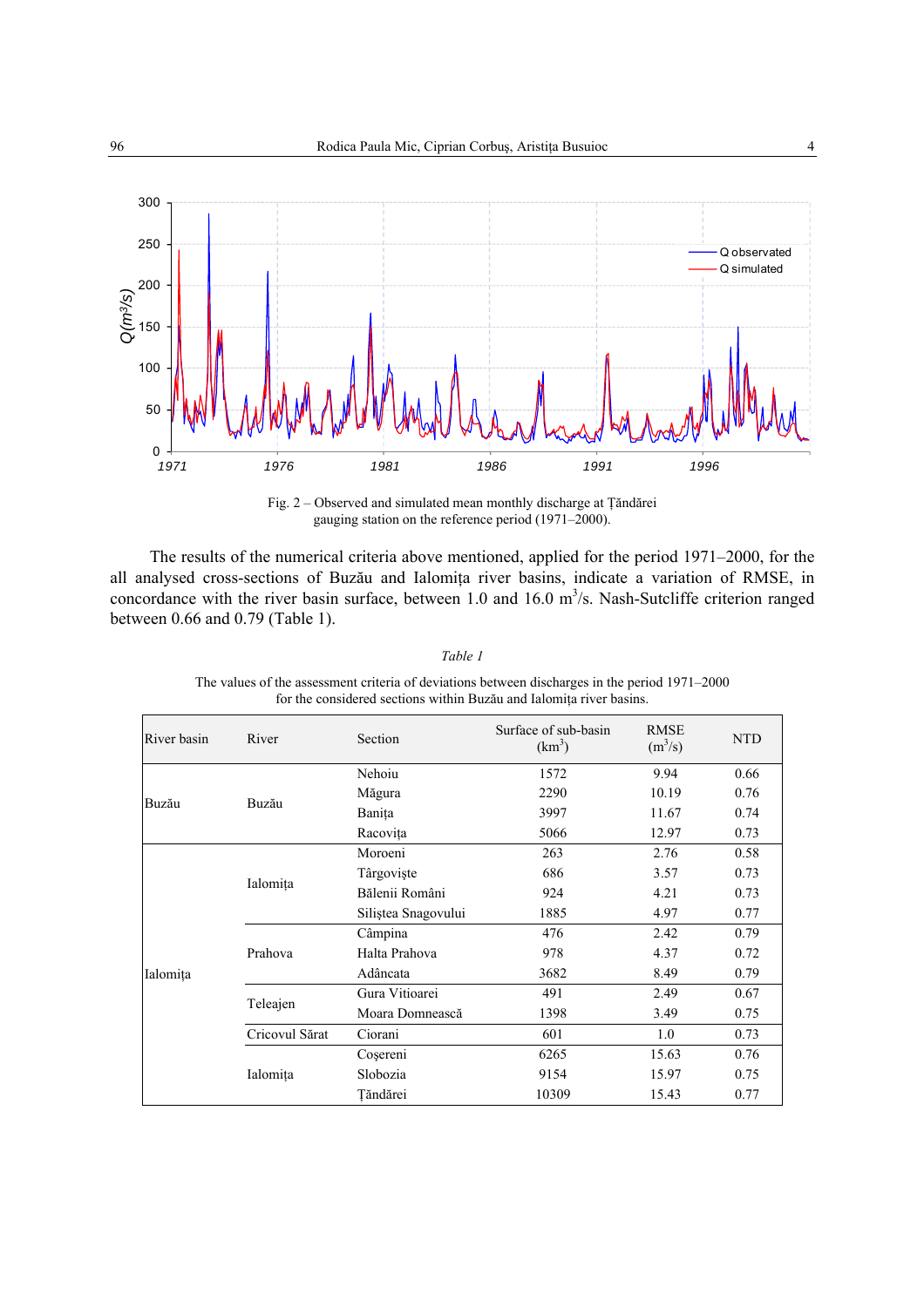Fig. 2 – Observed and simulated mean monthly discharge at Ţăndărei gauging station on the reference period (1971–2000).

The results of the numerical criteria above mentioned, applied for the period 1971–2000, for the all analysed cross-sections of Buzău and Ialomiţa river basins, indicate a variation of RMSE, in concordance with the river basin surface, between 1.0 and 16.0 $m^3$/s. Nash-Sutcliffe criterion ranged between 0.66 and 0.79 (Table 1).

*Table 1*

The values of the assessment criteria of deviations between discharges in the period 1971–2000 for the considered sections within Buzău and Ialomiţa river basins.

| River basin | River | Section | Surface of sub-basin ($km^2$) | RMSE ($m^3$/s) | NTD |
|---|---|---|---|---|---|
| Buzău | Buzău | Nehoiu | 1572 | 9.94 | 0.66 |
| | | Măgura | 2290 | 10.19 | 0.76 |
| | | Baniţa | 3997 | 11.67 | 0.74 |
| | | Racoviţa | 5066 | 12.97 | 0.73 |
| Ialomiţa | Ialomiţa | Moroeni | 263 | 2.76 | 0.58 |
| | | Târgovişte | 686 | 3.57 | 0.73 |
| | | Bălenii Români | 924 | 4.21 | 0.73 |
| | | Siliştea Snagovului | 1885 | 4.97 | 0.77 |
| | Prahova | Câmpina | 476 | 2.42 | 0.79 |
| | | Halta Prahova | 978 | 4.37 | 0.72 |
| | | Adâncata | 3682 | 8.49 | 0.79 |
| | Teleajen | Gura Vitioarei | 491 | 2.49 | 0.67 |
| | | Moara Domnească | 1398 | 3.49 | 0.75 |
| | Cricovul Sărat | Ciorani | 601 | 1.0 | 0.73 |
| | Ialomiţa | Coşereni | 6265 | 15.63 | 0.76 |
| | | Slobozia | 9154 | 15.97 | 0.75 |
| | | Ţăndărei | 10309 | 15.43 | 0.77 |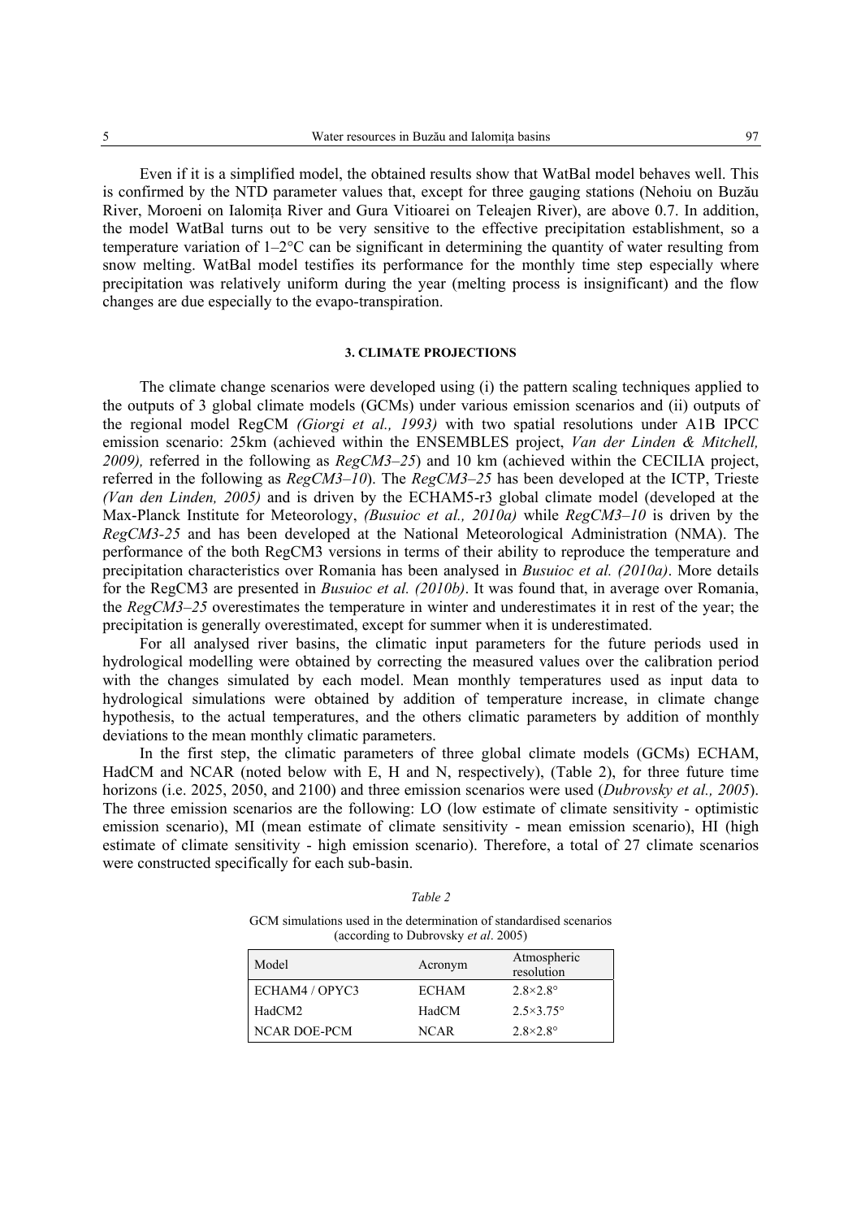Even if it is a simplified model, the obtained results show that WatBal model behaves well. This is confirmed by the NTD parameter values that, except for three gauging stations (Nehoiu on Buzău River, Moroeni on Ialomița River and Gura Vitioarei on Teleajen River), are above 0.7. In addition, the model WatBal turns out to be very sensitive to the effective precipitation establishment, so a temperature variation of 1–2°C can be significant in determining the quantity of water resulting from snow melting. WatBal model testifies its performance for the monthly time step especially where precipitation was relatively uniform during the year (melting process is insignificant) and the flow changes are due especially to the evapo-transpiration.

## 3. CLIMATE PROJECTIONS

The climate change scenarios were developed using (i) the pattern scaling techniques applied to the outputs of 3 global climate models (GCMs) under various emission scenarios and (ii) outputs of the regional model RegCM *(Giorgi et al., 1993)* with two spatial resolutions under A1B IPCC emission scenario: 25km (achieved within the ENSEMBLES project, *Van der Linden & Mitchell, 2009),* referred in the following as *RegCM3–25*) and 10 km (achieved within the CECILIA project, referred in the following as *RegCM3–10*). The *RegCM3–25* has been developed at the ICTP, Trieste *(Van den Linden, 2005)* and is driven by the ECHAM5-r3 global climate model (developed at the Max-Planck Institute for Meteorology, *(Busuioc et al., 2010a)* while *RegCM3–10* is driven by the *RegCM3-25* and has been developed at the National Meteorological Administration (NMA). The performance of the both RegCM3 versions in terms of their ability to reproduce the temperature and precipitation characteristics over Romania has been analysed in *Busuioc et al. (2010a)*. More details for the RegCM3 are presented in *Busuioc et al. (2010b)*. It was found that, in average over Romania, the *RegCM3–25* overestimates the temperature in winter and underestimates it in rest of the year; the precipitation is generally overestimated, except for summer when it is underestimated.

For all analysed river basins, the climatic input parameters for the future periods used in hydrological modelling were obtained by correcting the measured values over the calibration period with the changes simulated by each model. Mean monthly temperatures used as input data to hydrological simulations were obtained by addition of temperature increase, in climate change hypothesis, to the actual temperatures, and the others climatic parameters by addition of monthly deviations to the mean monthly climatic parameters.

In the first step, the climatic parameters of three global climate models (GCMs) ECHAM, HadCM and NCAR (noted below with E, H and N, respectively), (Table 2), for three future time horizons (i.e. 2025, 2050, and 2100) and three emission scenarios were used (*Dubrovsky et al., 2005*). The three emission scenarios are the following: LO (low estimate of climate sensitivity - optimistic emission scenario), MI (mean estimate of climate sensitivity - mean emission scenario), HI (high estimate of climate sensitivity - high emission scenario). Therefore, a total of 27 climate scenarios were constructed specifically for each sub-basin.

*Table 2*

GCM simulations used in the determination of standardised scenarios (according to Dubrovsky *et al*. 2005)

| Model | Acronym | Atmospheric resolution |
|---|---|---|
| ECHAM4 / OPYC3 | ECHAM | 2.8×2.8° |
| HadCM2 | HadCM | 2.5×3.75° |
| NCAR DOE-PCM | NCAR | 2.8×2.8° |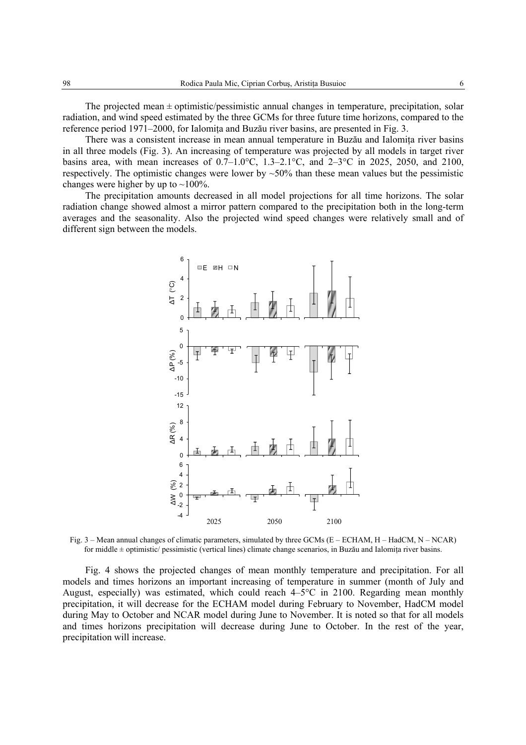The projected mean ± optimistic/pessimistic annual changes in temperature, precipitation, solar radiation, and wind speed estimated by the three GCMs for three future time horizons, compared to the reference period 1971–2000, for Ialomița and Buzău river basins, are presented in Fig. 3.

There was a consistent increase in mean annual temperature in Buzău and Ialomița river basins in all three models (Fig. 3). An increasing of temperature was projected by all models in target river basins area, with mean increases of 0.7–1.0°C, 1.3–2.1°C, and 2–3°C in 2025, 2050, and 2100, respectively. The optimistic changes were lower by ~50% than these mean values but the pessimistic changes were higher by up to ~100%.

The precipitation amounts decreased in all model projections for all time horizons. The solar radiation change showed almost a mirror pattern compared to the precipitation both in the long-term averages and the seasonality. Also the projected wind speed changes were relatively small and of different sign between the models.

Fig. 3 – Mean annual changes of climatic parameters, simulated by three GCMs (E – ECHAM, H – HadCM, N – NCAR) for middle ± optimistic/ pessimistic (vertical lines) climate change scenarios, in Buzău and Ialomița river basins.

Fig. 4 shows the projected changes of mean monthly temperature and precipitation. For all models and times horizons an important increasing of temperature in summer (month of July and August, especially) was estimated, which could reach 4–5°C in 2100. Regarding mean monthly precipitation, it will decrease for the ECHAM model during February to November, HadCM model during May to October and NCAR model during June to November. It is noted so that for all models and times horizons precipitation will decrease during June to October. In the rest of the year, precipitation will increase.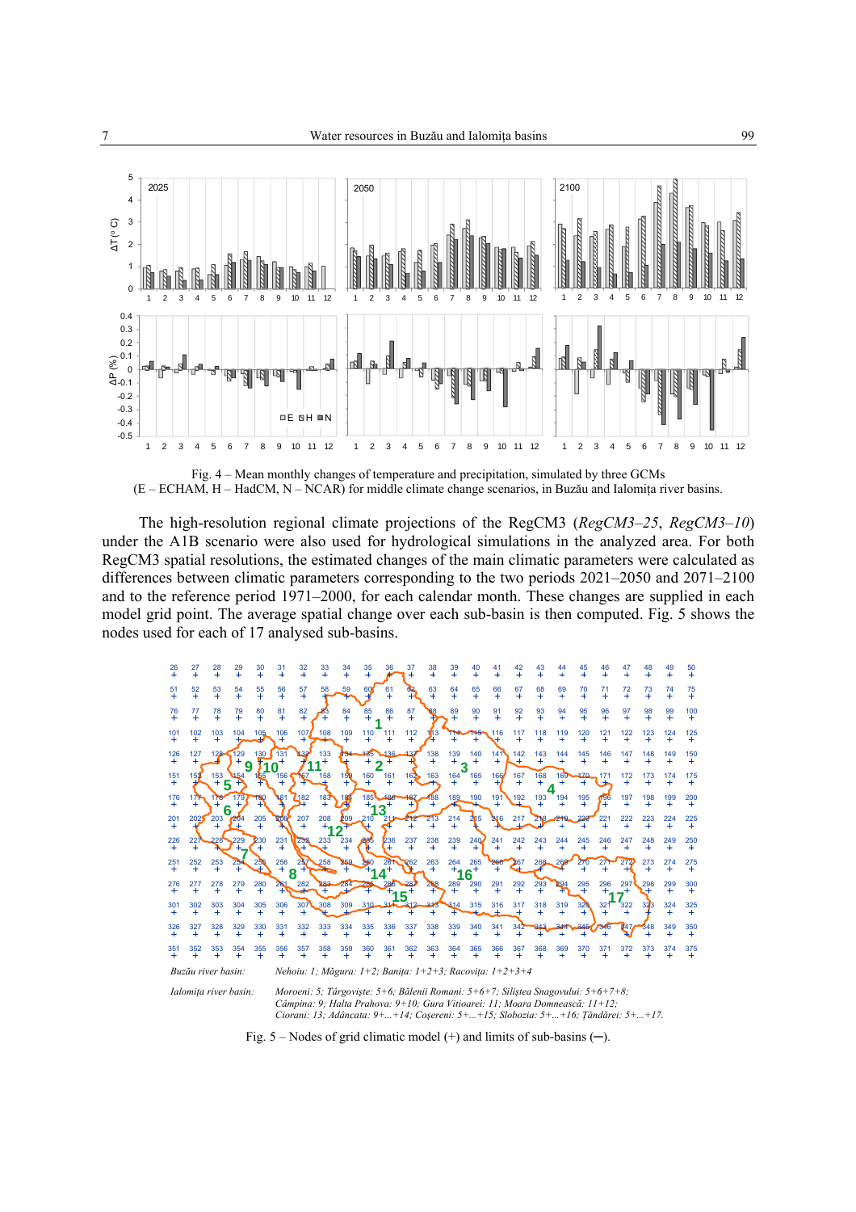Fig. 4 – Mean monthly changes of temperature and precipitation, simulated by three GCMs (E – ECHAM, H – HadCM, N – NCAR) for middle climate change scenarios, in Buzău and Ialomiţa river basins.

The high-resolution regional climate projections of the RegCM3 (*RegCM3–25*, *RegCM3–10*) under the A1B scenario were also used for hydrological simulations in the analyzed area. For both RegCM3 spatial resolutions, the estimated changes of the main climatic parameters were calculated as differences between climatic parameters corresponding to the two periods 2021–2050 and 2071–2100 and to the reference period 1971–2000, for each calendar month. These changes are supplied in each model grid point. The average spatial change over each sub-basin is then computed. Fig. 5 shows the nodes used for each of 17 analysed sub-basins.

*Buzău river basin:* *Nehoiu: 1; Măgura: 1+2; Baniţa: 1+2+3; Racoviţa: 1+2+3+4*

*Ialomiţa river basin:* *Moroeni: 5; Târgovişte: 5+6; Bălenii Romani: 5+6+7; Siliştea Snagovului: 5+6+7+8; Câmpina: 9; Halta Prahova: 9+10; Gura Vitioarei: 11; Moara Domnească: 11+12; Ciorani: 13; Adâncata: 9+...+14; Coşereni: 5+...+15; Slobozia: 5+...+16; Ţăndărei: 5+...+17.*

Fig. 5 – Nodes of grid climatic model (+) and limits of sub-basins (—).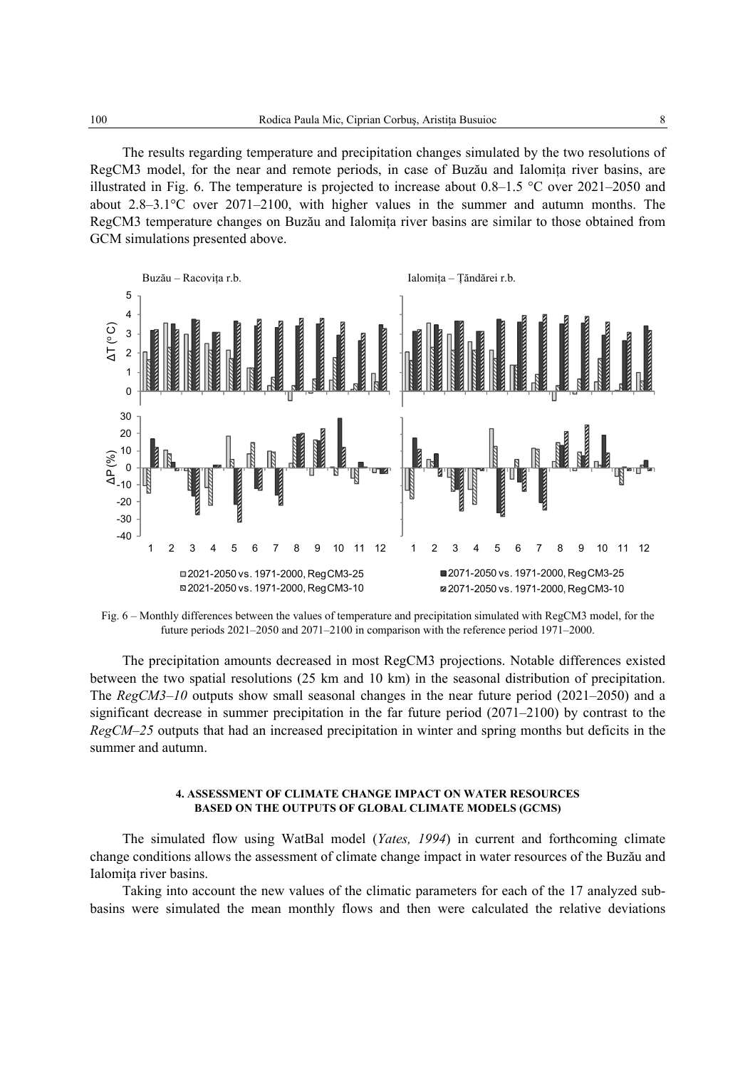The results regarding temperature and precipitation changes simulated by the two resolutions of RegCM3 model, for the near and remote periods, in case of Buzău and Ialomița river basins, are illustrated in Fig. 6. The temperature is projected to increase about 0.8–1.5 °C over 2021–2050 and about 2.8–3.1°C over 2071–2100, with higher values in the summer and autumn months. The RegCM3 temperature changes on Buzău and Ialomița river basins are similar to those obtained from GCM simulations presented above.

Fig. 6 – Monthly differences between the values of temperature and precipitation simulated with RegCM3 model, for the future periods 2021–2050 and 2071–2100 in comparison with the reference period 1971–2000.

The precipitation amounts decreased in most RegCM3 projections. Notable differences existed between the two spatial resolutions (25 km and 10 km) in the seasonal distribution of precipitation. The *RegCM3–10* outputs show small seasonal changes in the near future period (2021–2050) and a significant decrease in summer precipitation in the far future period (2071–2100) by contrast to the *RegCM–25* outputs that had an increased precipitation in winter and spring months but deficits in the summer and autumn.

## 4. ASSESSMENT OF CLIMATE CHANGE IMPACT ON WATER RESOURCES BASED ON THE OUTPUTS OF GLOBAL CLIMATE MODELS (GCMS)

The simulated flow using WatBal model (*Yates, 1994*) in current and forthcoming climate change conditions allows the assessment of climate change impact in water resources of the Buzău and Ialomița river basins.

Taking into account the new values of the climatic parameters for each of the 17 analyzed sub-basins were simulated the mean monthly flows and then were calculated the relative deviations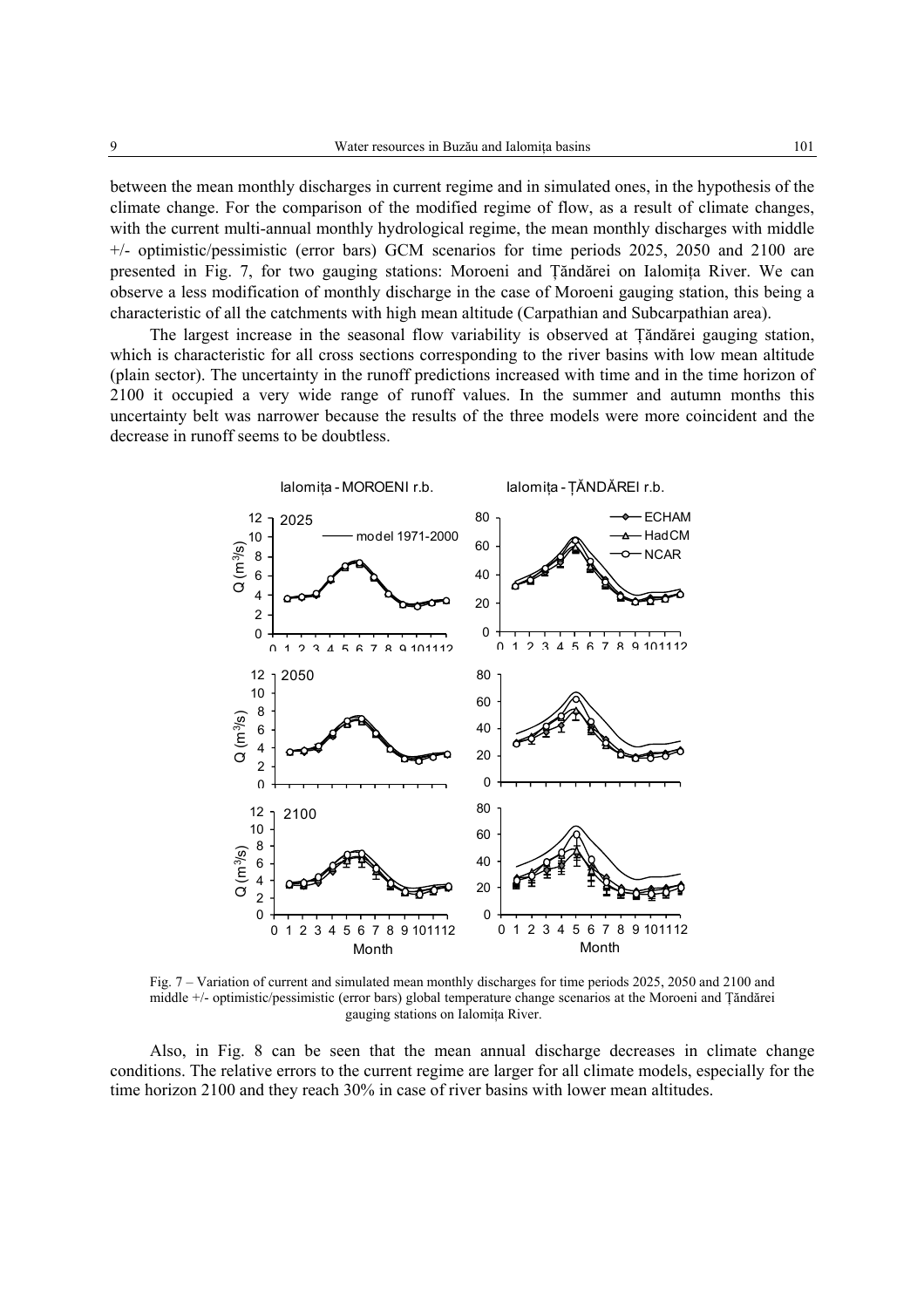between the mean monthly discharges in current regime and in simulated ones, in the hypothesis of the climate change. For the comparison of the modified regime of flow, as a result of climate changes, with the current multi-annual monthly hydrological regime, the mean monthly discharges with middle +/- optimistic/pessimistic (error bars) GCM scenarios for time periods 2025, 2050 and 2100 are presented in Fig. 7, for two gauging stations: Moroeni and Țăndărei on Ialomița River. We can observe a less modification of monthly discharge in the case of Moroeni gauging station, this being a characteristic of all the catchments with high mean altitude (Carpathian and Subcarpathian area).

The largest increase in the seasonal flow variability is observed at Țăndărei gauging station, which is characteristic for all cross sections corresponding to the river basins with low mean altitude (plain sector). The uncertainty in the runoff predictions increased with time and in the time horizon of 2100 it occupied a very wide range of runoff values. In the summer and autumn months this uncertainty belt was narrower because the results of the three models were more coincident and the decrease in runoff seems to be doubtless.

Fig. 7 – Variation of current and simulated mean monthly discharges for time periods 2025, 2050 and 2100 and middle +/- optimistic/pessimistic (error bars) global temperature change scenarios at the Moroeni and Țăndărei gauging stations on Ialomița River.

Also, in Fig. 8 can be seen that the mean annual discharge decreases in climate change conditions. The relative errors to the current regime are larger for all climate models, especially for the time horizon 2100 and they reach 30% in case of river basins with lower mean altitudes.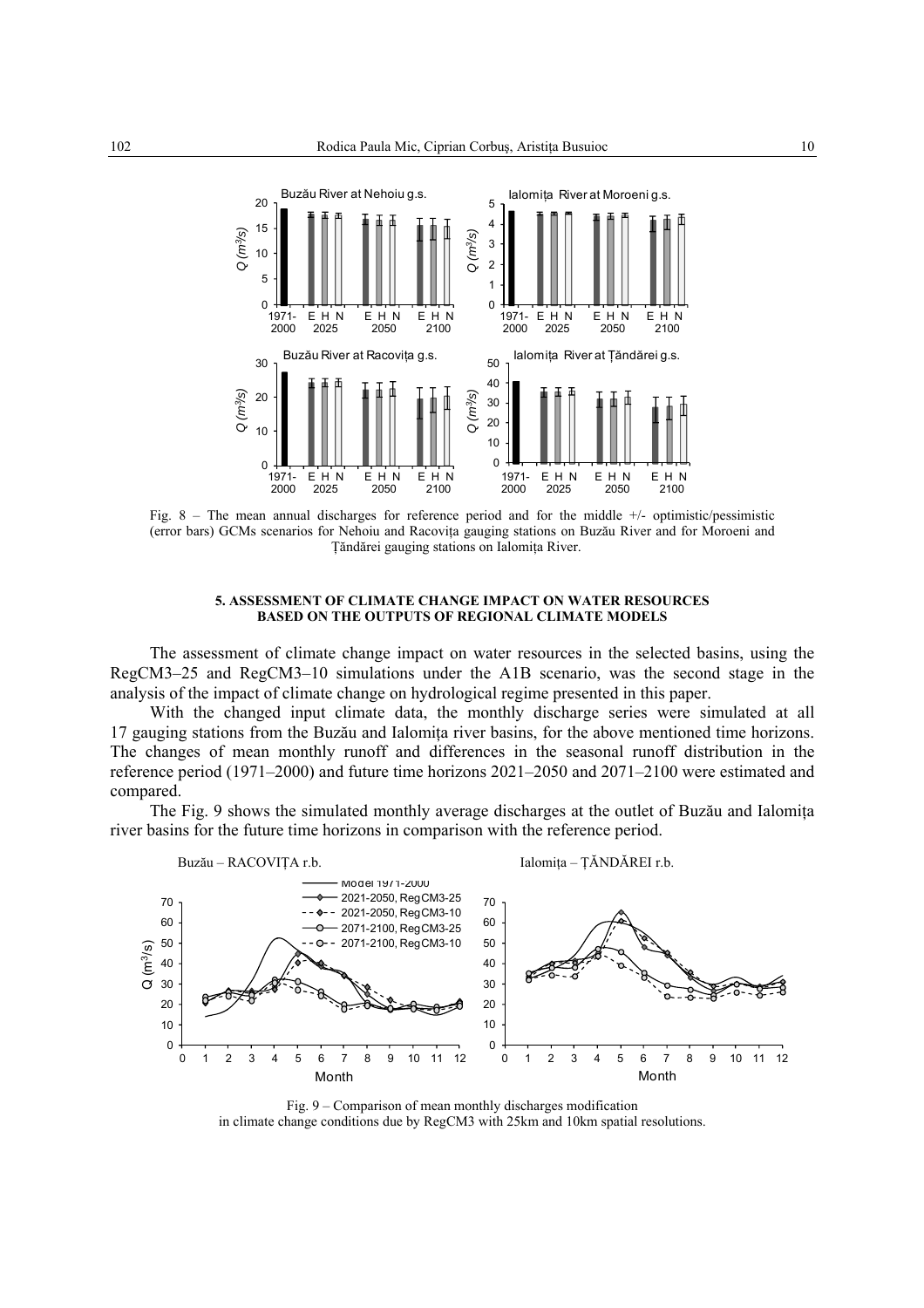Fig. 8 – The mean annual discharges for reference period and for the middle +/- optimistic/pessimistic (error bars) GCMs scenarios for Nehoiu and Racovița gauging stations on Buzău River and for Moroeni and Țăndărei gauging stations on Ialomița River.

### 5. ASSESSMENT OF CLIMATE CHANGE IMPACT ON WATER RESOURCES BASED ON THE OUTPUTS OF REGIONAL CLIMATE MODELS

The assessment of climate change impact on water resources in the selected basins, using the RegCM3–25 and RegCM3–10 simulations under the A1B scenario, was the second stage in the analysis of the impact of climate change on hydrological regime presented in this paper.

With the changed input climate data, the monthly discharge series were simulated at all 17 gauging stations from the Buzău and Ialomița river basins, for the above mentioned time horizons. The changes of mean monthly runoff and differences in the seasonal runoff distribution in the reference period (1971–2000) and future time horizons 2021–2050 and 2071–2100 were estimated and compared.

The Fig. 9 shows the simulated monthly average discharges at the outlet of Buzău and Ialomița river basins for the future time horizons in comparison with the reference period.

Fig. 9 – Comparison of mean monthly discharges modification in climate change conditions due by RegCM3 with 25km and 10km spatial resolutions.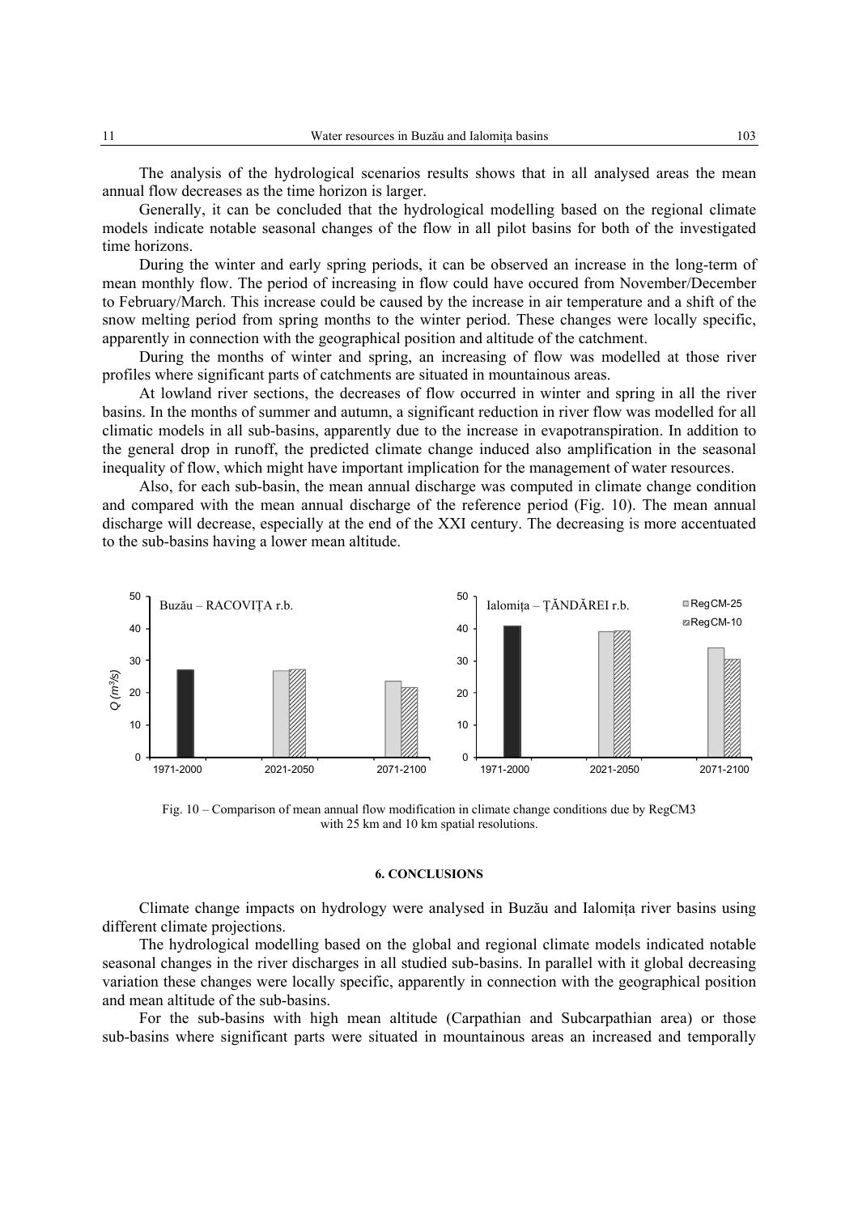The analysis of the hydrological scenarios results shows that in all analysed areas the mean annual flow decreases as the time horizon is larger.

Generally, it can be concluded that the hydrological modelling based on the regional climate models indicate notable seasonal changes of the flow in all pilot basins for both of the investigated time horizons.

During the winter and early spring periods, it can be observed an increase in the long-term of mean monthly flow. The period of increasing in flow could have occured from November/December to February/March. This increase could be caused by the increase in air temperature and a shift of the snow melting period from spring months to the winter period. These changes were locally specific, apparently in connection with the geographical position and altitude of the catchment.

During the months of winter and spring, an increasing of flow was modelled at those river profiles where significant parts of catchments are situated in mountainous areas.

At lowland river sections, the decreases of flow occurred in winter and spring in all the river basins. In the months of summer and autumn, a significant reduction in river flow was modelled for all climatic models in all sub-basins, apparently due to the increase in evapotranspiration. In addition to the general drop in runoff, the predicted climate change induced also amplification in the seasonal inequality of flow, which might have important implication for the management of water resources.

Also, for each sub-basin, the mean annual discharge was computed in climate change condition and compared with the mean annual discharge of the reference period (Fig. 10). The mean annual discharge will decrease, especially at the end of the XXI century. The decreasing is more accentuated to the sub-basins having a lower mean altitude.

Fig. 10 – Comparison of mean annual flow modification in climate change conditions due by RegCM3 with 25 km and 10 km spatial resolutions.

### 6. CONCLUSIONS

Climate change impacts on hydrology were analysed in Buzău and Ialomița river basins using different climate projections.

The hydrological modelling based on the global and regional climate models indicated notable seasonal changes in the river discharges in all studied sub-basins. In parallel with it global decreasing variation these changes were locally specific, apparently in connection with the geographical position and mean altitude of the sub-basins.

For the sub-basins with high mean altitude (Carpathian and Subcarpathian area) or those sub-basins where significant parts were situated in mountainous areas an increased and temporally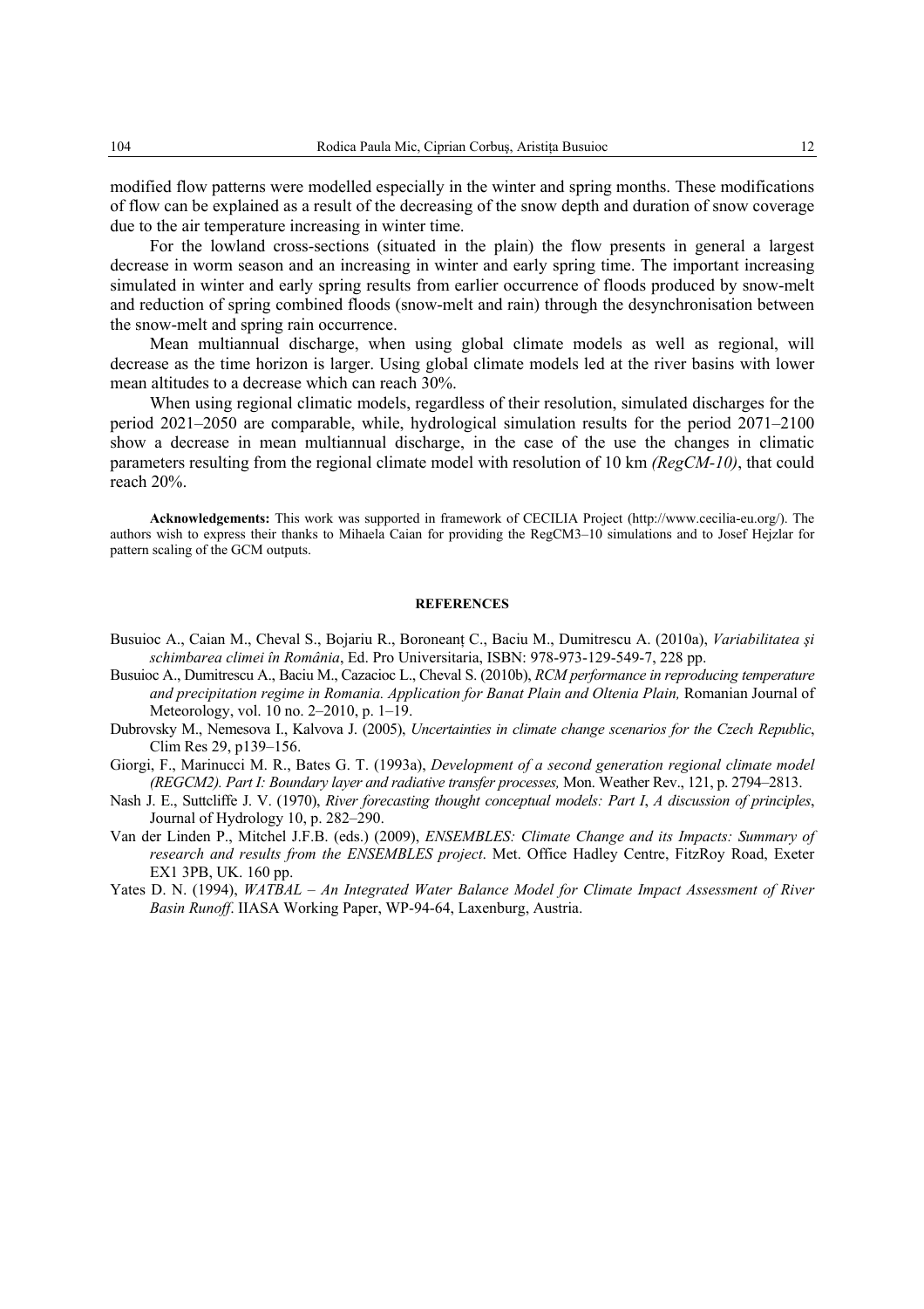modified flow patterns were modelled especially in the winter and spring months. These modifications of flow can be explained as a result of the decreasing of the snow depth and duration of snow coverage due to the air temperature increasing in winter time.

For the lowland cross-sections (situated in the plain) the flow presents in general a largest decrease in worm season and an increasing in winter and early spring time. The important increasing simulated in winter and early spring results from earlier occurrence of floods produced by snow-melt and reduction of spring combined floods (snow-melt and rain) through the desynchronisation between the snow-melt and spring rain occurrence.

Mean multiannual discharge, when using global climate models as well as regional, will decrease as the time horizon is larger. Using global climate models led at the river basins with lower mean altitudes to a decrease which can reach 30%.

When using regional climatic models, regardless of their resolution, simulated discharges for the period 2021–2050 are comparable, while, hydrological simulation results for the period 2071–2100 show a decrease in mean multiannual discharge, in the case of the use the changes in climatic parameters resulting from the regional climate model with resolution of 10 km *(RegCM-10)*, that could reach 20%.

**Acknowledgements:** This work was supported in framework of CECILIA Project (http://www.cecilia-eu.org/). The authors wish to express their thanks to Mihaela Caian for providing the RegCM3–10 simulations and to Josef Hejzlar for pattern scaling of the GCM outputs.

## REFERENCES

Busuioc A., Caian M., Cheval S., Bojariu R., Boroneanț C., Baciu M., Dumitrescu A. (2010a), *Variabilitatea şi schimbarea climei în România*, Ed. Pro Universitaria, ISBN: 978-973-129-549-7, 228 pp.

Busuioc A., Dumitrescu A., Baciu M., Cazacioc L., Cheval S. (2010b), *RCM performance in reproducing temperature and precipitation regime in Romania. Application for Banat Plain and Oltenia Plain,* Romanian Journal of Meteorology, vol. 10 no. 2–2010, p. 1–19.

Dubrovsky M., Nemesova I., Kalvova J. (2005), *Uncertainties in climate change scenarios for the Czech Republic*, Clim Res 29, p139–156.

Giorgi, F., Marinucci M. R., Bates G. T. (1993a), *Development of a second generation regional climate model (REGCM2). Part I: Boundary layer and radiative transfer processes,* Mon. Weather Rev., 121, p. 2794–2813.

Nash J. E., Suttcliffe J. V. (1970), *River forecasting thought conceptual models: Part I*, *A discussion of principles*, Journal of Hydrology 10, p. 282–290.

Van der Linden P., Mitchel J.F.B. (eds.) (2009), *ENSEMBLES: Climate Change and its Impacts: Summary of research and results from the ENSEMBLES project*. Met. Office Hadley Centre, FitzRoy Road, Exeter EX1 3PB, UK. 160 pp.

Yates D. N. (1994), *WATBAL – An Integrated Water Balance Model for Climate Impact Assessment of River Basin Runoff*. IIASA Working Paper, WP-94-64, Laxenburg, Austria.